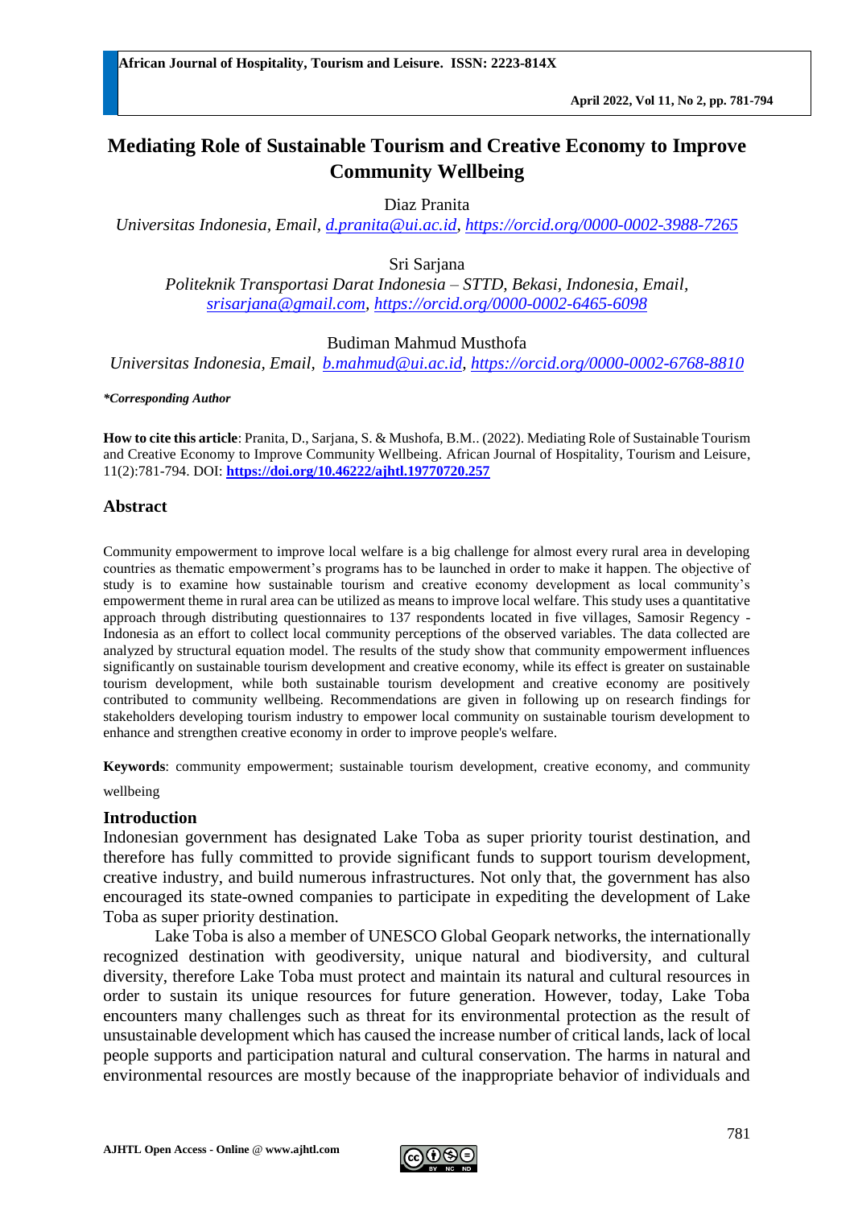# Mediating Role of Sustainable Tourism and Creative Economy to Improve Community Wellbeing

Diaz Pranita

*Universitas Indonesia, Email, d.pranita@ui.ac.id, https://orcid.org/0000-0002-3988-7265*

Sri Sarjana

*Politeknik Transportasi Darat Indonesia – STTD, Bekasi, Indonesia, Email, srisarjana@gmail.com, https://orcid.org/0000-0002-6465-6098*

Budiman Mahmud Musthofa

*Universitas Indonesia, Email, b.mahmud@ui.ac.id, https://orcid.org/0000-0002-6768-8810*

***Corresponding Author***

**How to cite this article**: Pranita, D., Sarjana, S. & Mushofa, B.M.. (2022). Mediating Role of Sustainable Tourism and Creative Economy to Improve Community Wellbeing. African Journal of Hospitality, Tourism and Leisure, 11(2):781-794. DOI: **https://doi.org/10.46222/ajhtl.19770720.257**

## Abstract

Community empowerment to improve local welfare is a big challenge for almost every rural area in developing countries as thematic empowerment's programs has to be launched in order to make it happen. The objective of study is to examine how sustainable tourism and creative economy development as local community's empowerment theme in rural area can be utilized as means to improve local welfare. This study uses a quantitative approach through distributing questionnaires to 137 respondents located in five villages, Samosir Regency - Indonesia as an effort to collect local community perceptions of the observed variables. The data collected are analyzed by structural equation model. The results of the study show that community empowerment influences significantly on sustainable tourism development and creative economy, while its effect is greater on sustainable tourism development, while both sustainable tourism development and creative economy are positively contributed to community wellbeing. Recommendations are given in following up on research findings for stakeholders developing tourism industry to empower local community on sustainable tourism development to enhance and strengthen creative economy in order to improve people's welfare.

**Keywords**: community empowerment; sustainable tourism development, creative economy, and community wellbeing

## Introduction

Indonesian government has designated Lake Toba as super priority tourist destination, and therefore has fully committed to provide significant funds to support tourism development, creative industry, and build numerous infrastructures. Not only that, the government has also encouraged its state-owned companies to participate in expediting the development of Lake Toba as super priority destination.

Lake Toba is also a member of UNESCO Global Geopark networks, the internationally recognized destination with geodiversity, unique natural and biodiversity, and cultural diversity, therefore Lake Toba must protect and maintain its natural and cultural resources in order to sustain its unique resources for future generation. However, today, Lake Toba encounters many challenges such as threat for its environmental protection as the result of unsustainable development which has caused the increase number of critical lands, lack of local people supports and participation natural and cultural conservation. The harms in natural and environmental resources are mostly because of the inappropriate behavior of individuals and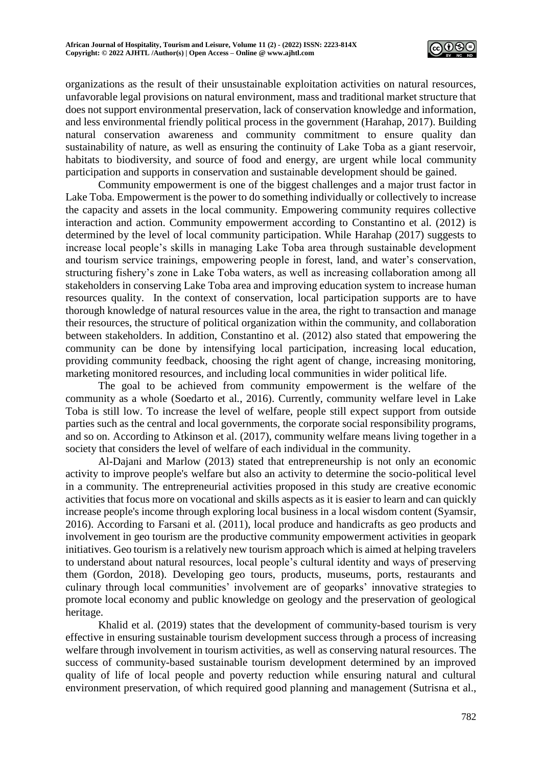organizations as the result of their unsustainable exploitation activities on natural resources, unfavorable legal provisions on natural environment, mass and traditional market structure that does not support environmental preservation, lack of conservation knowledge and information, and less environmental friendly political process in the government (Harahap, 2017). Building natural conservation awareness and community commitment to ensure quality dan sustainability of nature, as well as ensuring the continuity of Lake Toba as a giant reservoir, habitats to biodiversity, and source of food and energy, are urgent while local community participation and supports in conservation and sustainable development should be gained.

Community empowerment is one of the biggest challenges and a major trust factor in Lake Toba. Empowerment is the power to do something individually or collectively to increase the capacity and assets in the local community. Empowering community requires collective interaction and action. Community empowerment according to Constantino et al. (2012) is determined by the level of local community participation. While Harahap (2017) suggests to increase local people's skills in managing Lake Toba area through sustainable development and tourism service trainings, empowering people in forest, land, and water's conservation, structuring fishery's zone in Lake Toba waters, as well as increasing collaboration among all stakeholders in conserving Lake Toba area and improving education system to increase human resources quality. In the context of conservation, local participation supports are to have thorough knowledge of natural resources value in the area, the right to transaction and manage their resources, the structure of political organization within the community, and collaboration between stakeholders. In addition, Constantino et al. (2012) also stated that empowering the community can be done by intensifying local participation, increasing local education, providing community feedback, choosing the right agent of change, increasing monitoring, marketing monitored resources, and including local communities in wider political life.

The goal to be achieved from community empowerment is the welfare of the community as a whole (Soedarto et al., 2016). Currently, community welfare level in Lake Toba is still low. To increase the level of welfare, people still expect support from outside parties such as the central and local governments, the corporate social responsibility programs, and so on. According to Atkinson et al. (2017), community welfare means living together in a society that considers the level of welfare of each individual in the community.

Al-Dajani and Marlow (2013) stated that entrepreneurship is not only an economic activity to improve people's welfare but also an activity to determine the socio-political level in a community. The entrepreneurial activities proposed in this study are creative economic activities that focus more on vocational and skills aspects as it is easier to learn and can quickly increase people's income through exploring local business in a local wisdom content (Syamsir, 2016). According to Farsani et al. (2011), local produce and handicrafts as geo products and involvement in geo tourism are the productive community empowerment activities in geopark initiatives. Geo tourism is a relatively new tourism approach which is aimed at helping travelers to understand about natural resources, local people's cultural identity and ways of preserving them (Gordon, 2018). Developing geo tours, products, museums, ports, restaurants and culinary through local communities' involvement are of geoparks' innovative strategies to promote local economy and public knowledge on geology and the preservation of geological heritage.

Khalid et al. (2019) states that the development of community-based tourism is very effective in ensuring sustainable tourism development success through a process of increasing welfare through involvement in tourism activities, as well as conserving natural resources. The success of community-based sustainable tourism development determined by an improved quality of life of local people and poverty reduction while ensuring natural and cultural environment preservation, of which required good planning and management (Sutrisna et al.,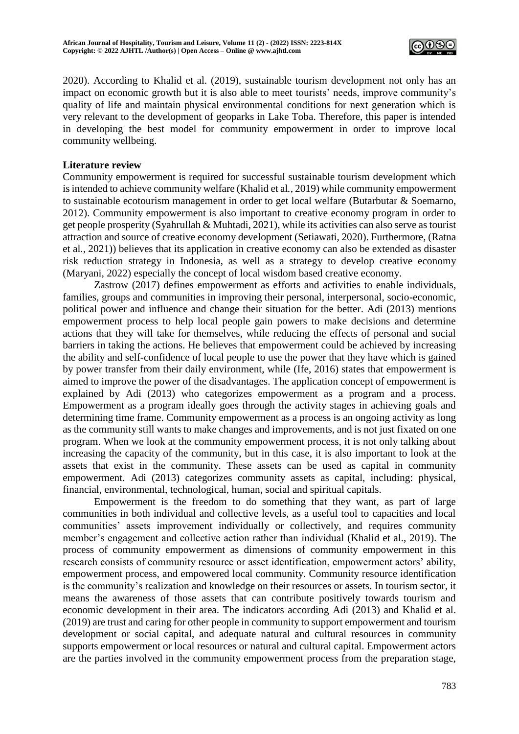2020). According to Khalid et al. (2019), sustainable tourism development not only has an impact on economic growth but it is also able to meet tourists' needs, improve community's quality of life and maintain physical environmental conditions for next generation which is very relevant to the development of geoparks in Lake Toba. Therefore, this paper is intended in developing the best model for community empowerment in order to improve local community wellbeing.

## Literature review

Community empowerment is required for successful sustainable tourism development which is intended to achieve community welfare (Khalid et al., 2019) while community empowerment to sustainable ecotourism management in order to get local welfare (Butarbutar & Soemarno, 2012). Community empowerment is also important to creative economy program in order to get people prosperity (Syahrullah & Muhtadi, 2021), while its activities can also serve as tourist attraction and source of creative economy development (Setiawati, 2020). Furthermore, (Ratna et al., 2021)) believes that its application in creative economy can also be extended as disaster risk reduction strategy in Indonesia, as well as a strategy to develop creative economy (Maryani, 2022) especially the concept of local wisdom based creative economy.

Zastrow (2017) defines empowerment as efforts and activities to enable individuals, families, groups and communities in improving their personal, interpersonal, socio-economic, political power and influence and change their situation for the better. Adi (2013) mentions empowerment process to help local people gain powers to make decisions and determine actions that they will take for themselves, while reducing the effects of personal and social barriers in taking the actions. He believes that empowerment could be achieved by increasing the ability and self-confidence of local people to use the power that they have which is gained by power transfer from their daily environment, while (Ife, 2016) states that empowerment is aimed to improve the power of the disadvantages. The application concept of empowerment is explained by Adi (2013) who categorizes empowerment as a program and a process. Empowerment as a program ideally goes through the activity stages in achieving goals and determining time frame. Community empowerment as a process is an ongoing activity as long as the community still wants to make changes and improvements, and is not just fixated on one program. When we look at the community empowerment process, it is not only talking about increasing the capacity of the community, but in this case, it is also important to look at the assets that exist in the community. These assets can be used as capital in community empowerment. Adi (2013) categorizes community assets as capital, including: physical, financial, environmental, technological, human, social and spiritual capitals.

Empowerment is the freedom to do something that they want, as part of large communities in both individual and collective levels, as a useful tool to capacities and local communities' assets improvement individually or collectively, and requires community member's engagement and collective action rather than individual (Khalid et al., 2019). The process of community empowerment as dimensions of community empowerment in this research consists of community resource or asset identification, empowerment actors' ability, empowerment process, and empowered local community. Community resource identification is the community's realization and knowledge on their resources or assets. In tourism sector, it means the awareness of those assets that can contribute positively towards tourism and economic development in their area. The indicators according Adi (2013) and Khalid et al. (2019) are trust and caring for other people in community to support empowerment and tourism development or social capital, and adequate natural and cultural resources in community supports empowerment or local resources or natural and cultural capital. Empowerment actors are the parties involved in the community empowerment process from the preparation stage,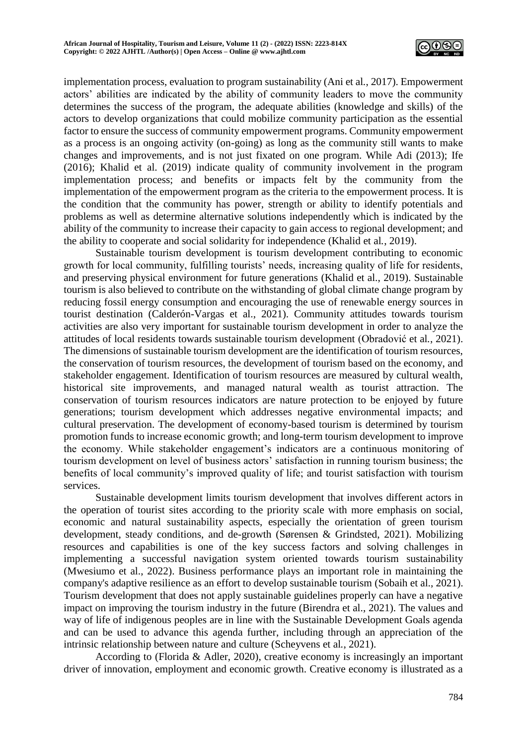implementation process, evaluation to program sustainability (Ani et al., 2017). Empowerment actors' abilities are indicated by the ability of community leaders to move the community determines the success of the program, the adequate abilities (knowledge and skills) of the actors to develop organizations that could mobilize community participation as the essential factor to ensure the success of community empowerment programs. Community empowerment as a process is an ongoing activity (on-going) as long as the community still wants to make changes and improvements, and is not just fixated on one program. While Adi (2013); Ife (2016); Khalid et al. (2019) indicate quality of community involvement in the program implementation process; and benefits or impacts felt by the community from the implementation of the empowerment program as the criteria to the empowerment process. It is the condition that the community has power, strength or ability to identify potentials and problems as well as determine alternative solutions independently which is indicated by the ability of the community to increase their capacity to gain access to regional development; and the ability to cooperate and social solidarity for independence (Khalid et al., 2019).

Sustainable tourism development is tourism development contributing to economic growth for local community, fulfilling tourists' needs, increasing quality of life for residents, and preserving physical environment for future generations (Khalid et al., 2019). Sustainable tourism is also believed to contribute on the withstanding of global climate change program by reducing fossil energy consumption and encouraging the use of renewable energy sources in tourist destination (Calderón-Vargas et al., 2021). Community attitudes towards tourism activities are also very important for sustainable tourism development in order to analyze the attitudes of local residents towards sustainable tourism development (Obradović et al., 2021). The dimensions of sustainable tourism development are the identification of tourism resources, the conservation of tourism resources, the development of tourism based on the economy, and stakeholder engagement. Identification of tourism resources are measured by cultural wealth, historical site improvements, and managed natural wealth as tourist attraction. The conservation of tourism resources indicators are nature protection to be enjoyed by future generations; tourism development which addresses negative environmental impacts; and cultural preservation. The development of economy-based tourism is determined by tourism promotion funds to increase economic growth; and long-term tourism development to improve the economy. While stakeholder engagement's indicators are a continuous monitoring of tourism development on level of business actors' satisfaction in running tourism business; the benefits of local community's improved quality of life; and tourist satisfaction with tourism services.

Sustainable development limits tourism development that involves different actors in the operation of tourist sites according to the priority scale with more emphasis on social, economic and natural sustainability aspects, especially the orientation of green tourism development, steady conditions, and de-growth (Sørensen & Grindsted, 2021). Mobilizing resources and capabilities is one of the key success factors and solving challenges in implementing a successful navigation system oriented towards tourism sustainability (Mwesiumo et al., 2022). Business performance plays an important role in maintaining the company's adaptive resilience as an effort to develop sustainable tourism (Sobaih et al., 2021). Tourism development that does not apply sustainable guidelines properly can have a negative impact on improving the tourism industry in the future (Birendra et al., 2021). The values and way of life of indigenous peoples are in line with the Sustainable Development Goals agenda and can be used to advance this agenda further, including through an appreciation of the intrinsic relationship between nature and culture (Scheyvens et al., 2021).

According to (Florida & Adler, 2020), creative economy is increasingly an important driver of innovation, employment and economic growth. Creative economy is illustrated as a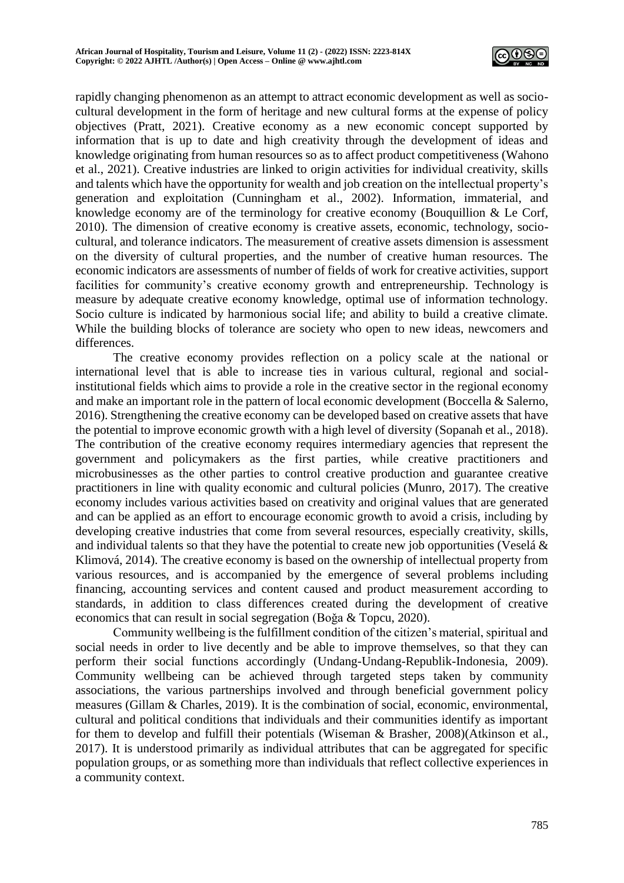rapidly changing phenomenon as an attempt to attract economic development as well as socio-cultural development in the form of heritage and new cultural forms at the expense of policy objectives (Pratt, 2021). Creative economy as a new economic concept supported by information that is up to date and high creativity through the development of ideas and knowledge originating from human resources so as to affect product competitiveness (Wahono et al., 2021). Creative industries are linked to origin activities for individual creativity, skills and talents which have the opportunity for wealth and job creation on the intellectual property's generation and exploitation (Cunningham et al., 2002). Information, immaterial, and knowledge economy are of the terminology for creative economy (Bouquillion & Le Corf, 2010). The dimension of creative economy is creative assets, economic, technology, socio-cultural, and tolerance indicators. The measurement of creative assets dimension is assessment on the diversity of cultural properties, and the number of creative human resources. The economic indicators are assessments of number of fields of work for creative activities, support facilities for community's creative economy growth and entrepreneurship. Technology is measure by adequate creative economy knowledge, optimal use of information technology. Socio culture is indicated by harmonious social life; and ability to build a creative climate. While the building blocks of tolerance are society who open to new ideas, newcomers and differences.

The creative economy provides reflection on a policy scale at the national or international level that is able to increase ties in various cultural, regional and social-institutional fields which aims to provide a role in the creative sector in the regional economy and make an important role in the pattern of local economic development (Boccella & Salerno, 2016). Strengthening the creative economy can be developed based on creative assets that have the potential to improve economic growth with a high level of diversity (Sopanah et al., 2018). The contribution of the creative economy requires intermediary agencies that represent the government and policymakers as the first parties, while creative practitioners and microbusinesses as the other parties to control creative production and guarantee creative practitioners in line with quality economic and cultural policies (Munro, 2017). The creative economy includes various activities based on creativity and original values that are generated and can be applied as an effort to encourage economic growth to avoid a crisis, including by developing creative industries that come from several resources, especially creativity, skills, and individual talents so that they have the potential to create new job opportunities (Veselá & Klimová, 2014). The creative economy is based on the ownership of intellectual property from various resources, and is accompanied by the emergence of several problems including financing, accounting services and content caused and product measurement according to standards, in addition to class differences created during the development of creative economics that can result in social segregation (Boğa & Topcu, 2020).

Community wellbeing is the fulfillment condition of the citizen's material, spiritual and social needs in order to live decently and be able to improve themselves, so that they can perform their social functions accordingly (Undang-Undang-Republik-Indonesia, 2009). Community wellbeing can be achieved through targeted steps taken by community associations, the various partnerships involved and through beneficial government policy measures (Gillam & Charles, 2019). It is the combination of social, economic, environmental, cultural and political conditions that individuals and their communities identify as important for them to develop and fulfill their potentials (Wiseman & Brasher, 2008)(Atkinson et al., 2017). It is understood primarily as individual attributes that can be aggregated for specific population groups, or as something more than individuals that reflect collective experiences in a community context.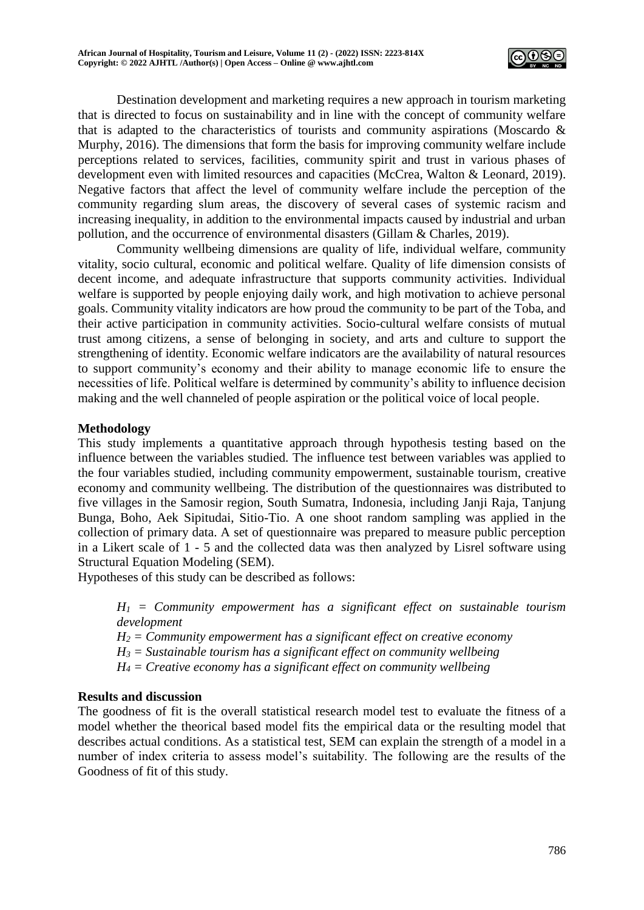Destination development and marketing requires a new approach in tourism marketing that is directed to focus on sustainability and in line with the concept of community welfare that is adapted to the characteristics of tourists and community aspirations (Moscardo & Murphy, 2016). The dimensions that form the basis for improving community welfare include perceptions related to services, facilities, community spirit and trust in various phases of development even with limited resources and capacities (McCrea, Walton & Leonard, 2019). Negative factors that affect the level of community welfare include the perception of the community regarding slum areas, the discovery of several cases of systemic racism and increasing inequality, in addition to the environmental impacts caused by industrial and urban pollution, and the occurrence of environmental disasters (Gillam & Charles, 2019).

Community wellbeing dimensions are quality of life, individual welfare, community vitality, socio cultural, economic and political welfare. Quality of life dimension consists of decent income, and adequate infrastructure that supports community activities. Individual welfare is supported by people enjoying daily work, and high motivation to achieve personal goals. Community vitality indicators are how proud the community to be part of the Toba, and their active participation in community activities. Socio-cultural welfare consists of mutual trust among citizens, a sense of belonging in society, and arts and culture to support the strengthening of identity. Economic welfare indicators are the availability of natural resources to support community's economy and their ability to manage economic life to ensure the necessities of life. Political welfare is determined by community's ability to influence decision making and the well channeled of people aspiration or the political voice of local people.

## Methodology

This study implements a quantitative approach through hypothesis testing based on the influence between the variables studied. The influence test between variables was applied to the four variables studied, including community empowerment, sustainable tourism, creative economy and community wellbeing. The distribution of the questionnaires was distributed to five villages in the Samosir region, South Sumatra, Indonesia, including Janji Raja, Tanjung Bunga, Boho, Aek Sipitudai, Sitio-Tio. A one shoot random sampling was applied in the collection of primary data. A set of questionnaire was prepared to measure public perception in a Likert scale of 1 - 5 and the collected data was then analyzed by Lisrel software using Structural Equation Modeling (SEM).

Hypotheses of this study can be described as follows:

> *$H_1$ = Community empowerment has a significant effect on sustainable tourism development*
>
> *$H_2$ = Community empowerment has a significant effect on creative economy*
>
> *$H_3$ = Sustainable tourism has a significant effect on community wellbeing*
>
> *$H_4$ = Creative economy has a significant effect on community wellbeing*

## Results and discussion

The goodness of fit is the overall statistical research model test to evaluate the fitness of a model whether the theorical based model fits the empirical data or the resulting model that describes actual conditions. As a statistical test, SEM can explain the strength of a model in a number of index criteria to assess model's suitability. The following are the results of the Goodness of fit of this study.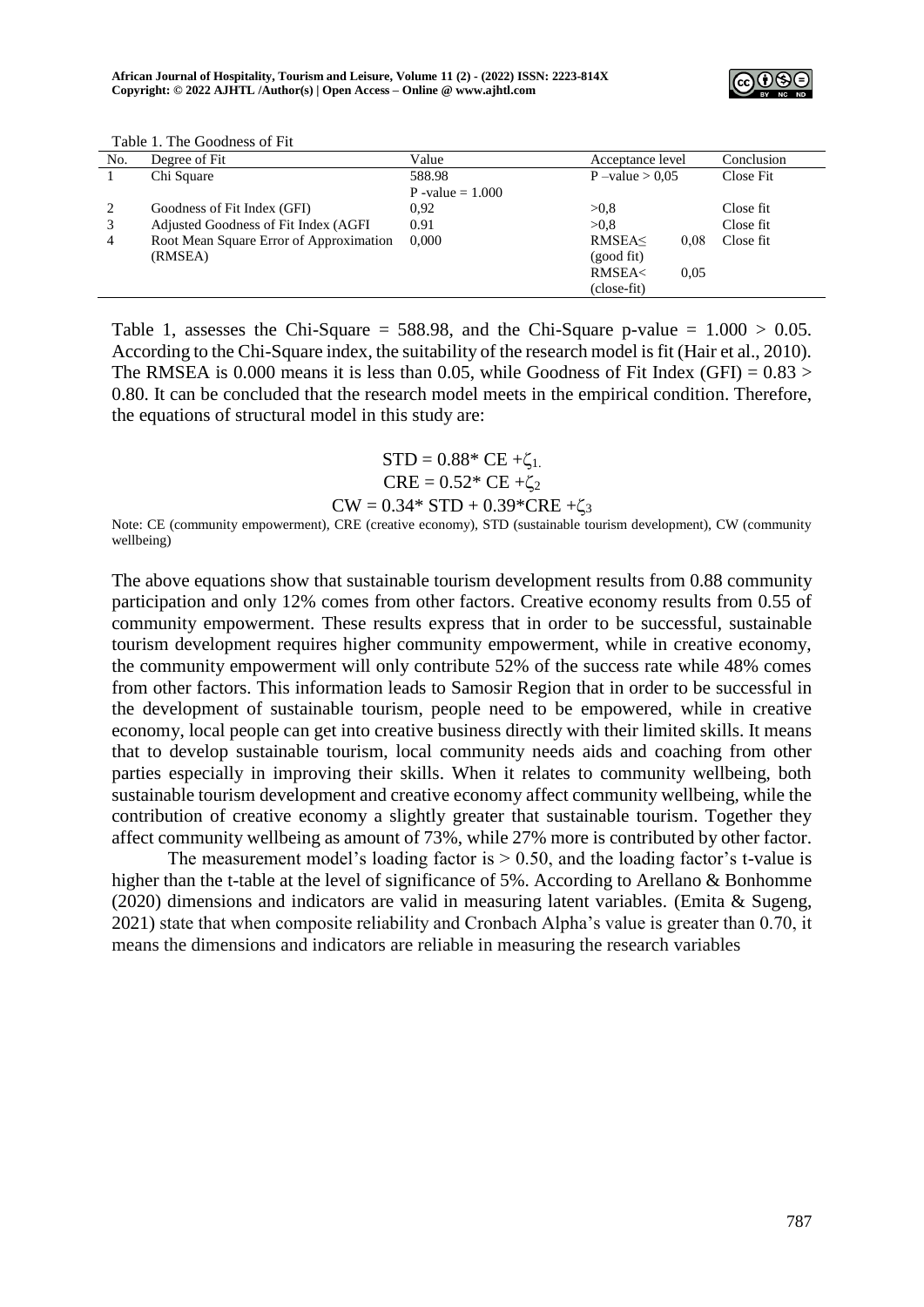Table 1. The Goodness of Fit

| No. | Degree of Fit | Value | Acceptance level | Conclusion |
|---|---|---|---|---|
| 1 | Chi Square | 588.98<br>P -value = 1.000 | P –value > 0,05 | Close Fit |
| 2 | Goodness of Fit Index (GFI) | 0,92 | >0,8 | Close fit |
| 3 | Adjusted Goodness of Fit Index (AGFI | 0.91 | >0,8 | Close fit |
| 4 | Root Mean Square Error of Approximation (RMSEA) | 0,000 | RMSEA≤ 0,08 (good fit)<br>RMSEA< 0,05 (close-fit) | Close fit |

Table 1, assesses the Chi-Square = 588.98, and the Chi-Square p-value = 1.000 > 0.05. According to the Chi-Square index, the suitability of the research model is fit (Hair et al., 2010). The RMSEA is 0.000 means it is less than 0.05, while Goodness of Fit Index (GFI) = 0.83 > 0.80. It can be concluded that the research model meets in the empirical condition. Therefore, the equations of structural model in this study are:

$$STD = 0.88^{*} CE + \zeta_{1.}$$
$$CRE = 0.52^{*} CE + \zeta_{2}$$
$$CW = 0.34^{*} STD + 0.39^{*}CRE + \zeta_{3}$$

Note: CE (community empowerment), CRE (creative economy), STD (sustainable tourism development), CW (community wellbeing)

The above equations show that sustainable tourism development results from 0.88 community participation and only 12% comes from other factors. Creative economy results from 0.55 of community empowerment. These results express that in order to be successful, sustainable tourism development requires higher community empowerment, while in creative economy, the community empowerment will only contribute 52% of the success rate while 48% comes from other factors. This information leads to Samosir Region that in order to be successful in the development of sustainable tourism, people need to be empowered, while in creative economy, local people can get into creative business directly with their limited skills. It means that to develop sustainable tourism, local community needs aids and coaching from other parties especially in improving their skills. When it relates to community wellbeing, both sustainable tourism development and creative economy affect community wellbeing, while the contribution of creative economy a slightly greater that sustainable tourism. Together they affect community wellbeing as amount of 73%, while 27% more is contributed by other factor.

The measurement model's loading factor is > 0.50, and the loading factor's t-value is higher than the t-table at the level of significance of 5%. According to Arellano & Bonhomme (2020) dimensions and indicators are valid in measuring latent variables. (Emita & Sugeng, 2021) state that when composite reliability and Cronbach Alpha's value is greater than 0.70, it means the dimensions and indicators are reliable in measuring the research variables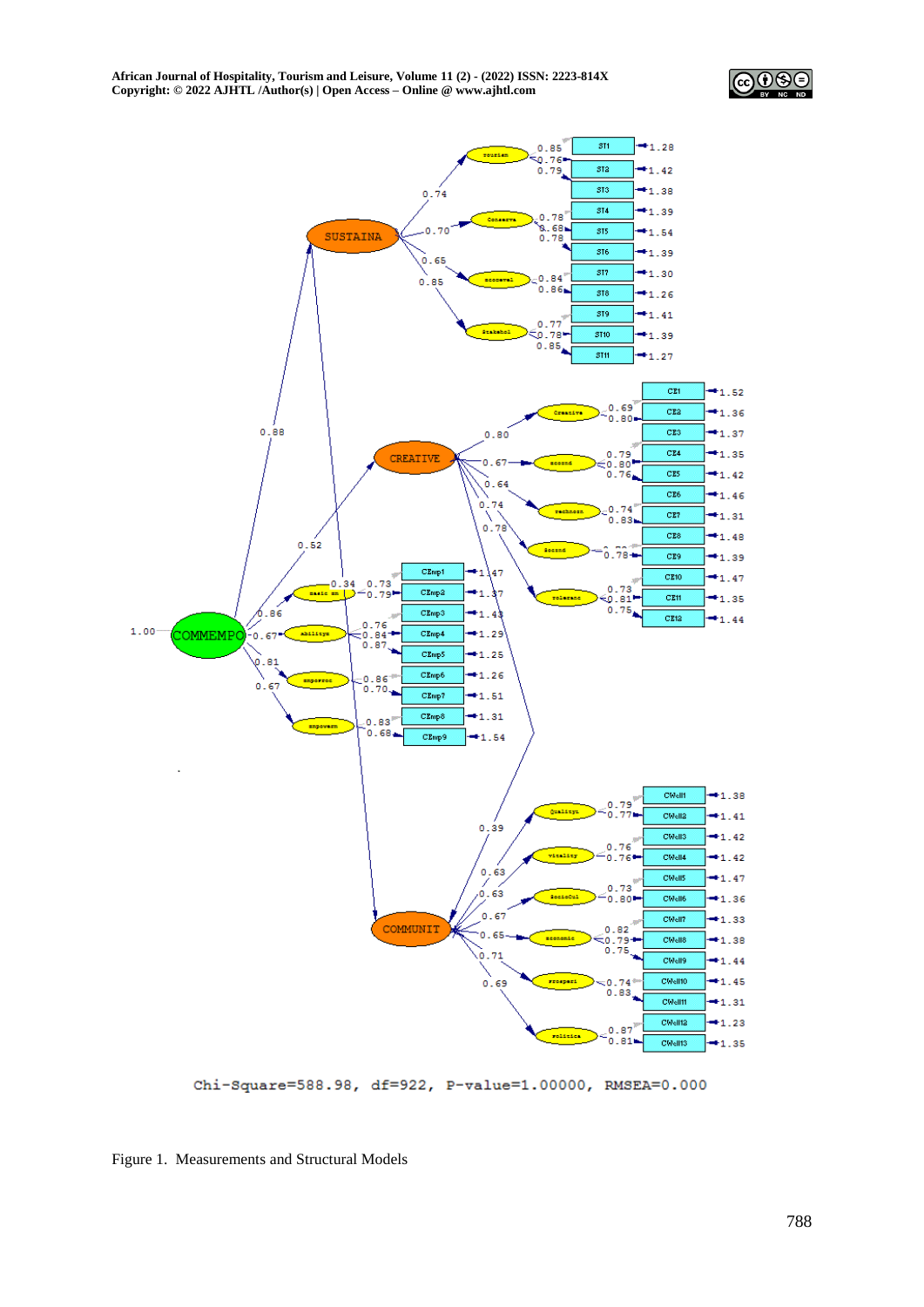Chi-Square=588.98, df=922, P-value=1.00000, RMSEA=0.000

Figure 1. Measurements and Structural Models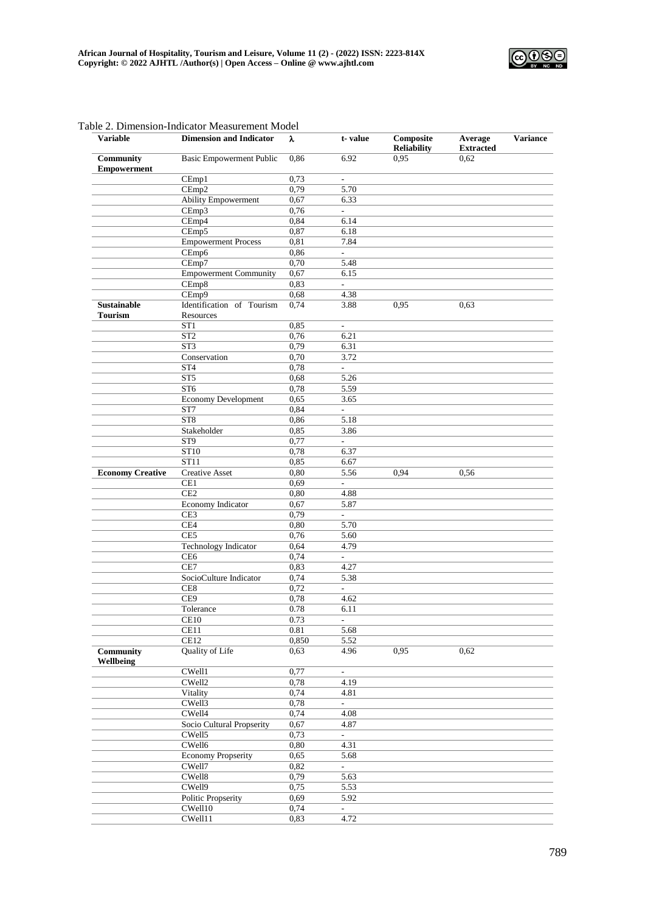Table 2. Dimension-Indicator Measurement Model

| Variable | Dimension and Indicator | λ | t- value | Composite Reliability | Average Extracted | Variance |
|---|---|---|---|---|---|---|
| **Community Empowerment** | Basic Empowerment Public | 0,86 | 6.92 | 0,95 | 0,62 | |
| | CEmp1 | 0,73 | - | | | |
| | CEmp2 | 0,79 | 5.70 | | | |
| | Ability Empowerment | 0,67 | 6.33 | | | |
| | CEmp3 | 0,76 | - | | | |
| | CEmp4 | 0,84 | 6.14 | | | |
| | CEmp5 | 0,87 | 6.18 | | | |
| | Empowerment Process | 0,81 | 7.84 | | | |
| | CEmp6 | 0,86 | - | | | |
| | CEmp7 | 0,70 | 5.48 | | | |
| | Empowerment Community | 0,67 | 6.15 | | | |
| | CEmp8 | 0,83 | - | | | |
| | CEmp9 | 0,68 | 4.38 | | | |
| **Sustainable Tourism** | Identification of Tourism Resources | 0,74 | 3.88 | 0,95 | 0,63 | |
| | ST1 | 0,85 | - | | | |
| | ST2 | 0,76 | 6.21 | | | |
| | ST3 | 0,79 | 6.31 | | | |
| | Conservation | 0,70 | 3.72 | | | |
| | ST4 | 0,78 | - | | | |
| | ST5 | 0,68 | 5.26 | | | |
| | ST6 | 0,78 | 5.59 | | | |
| | Economy Development | 0,65 | 3.65 | | | |
| | ST7 | 0,84 | - | | | |
| | ST8 | 0,86 | 5.18 | | | |
| | Stakeholder | 0,85 | 3.86 | | | |
| | ST9 | 0,77 | - | | | |
| | ST10 | 0,78 | 6.37 | | | |
| | ST11 | 0,85 | 6.67 | | | |
| **Economy Creative** | Creative Asset | 0,80 | 5.56 | 0,94 | 0,56 | |
| | CE1 | 0,69 | - | | | |
| | CE2 | 0,80 | 4.88 | | | |
| | Economy Indicator | 0,67 | 5.87 | | | |
| | CE3 | 0,79 | - | | | |
| | CE4 | 0,80 | 5.70 | | | |
| | CE5 | 0,76 | 5.60 | | | |
| | Technology Indicator | 0,64 | 4.79 | | | |
| | CE6 | 0,74 | - | | | |
| | CE7 | 0,83 | 4.27 | | | |
| | SocioCulture Indicator | 0,74 | 5.38 | | | |
| | CE8 | 0,72 | - | | | |
| | CE9 | 0,78 | 4.62 | | | |
| | Tolerance | 0.78 | 6.11 | | | |
| | CE10 | 0.73 | - | | | |
| | CE11 | 0.81 | 5.68 | | | |
| | CE12 | 0,850 | 5.52 | | | |
| **Community Wellbeing** | Quality of Life | 0,63 | 4.96 | 0,95 | 0,62 | |
| | CWell1 | 0,77 | - | | | |
| | CWell2 | 0,78 | 4.19 | | | |
| | Vitality | 0,74 | 4.81 | | | |
| | CWell3 | 0,78 | - | | | |
| | CWell4 | 0,74 | 4.08 | | | |
| | Socio Cultural Propserity | 0,67 | 4.87 | | | |
| | CWell5 | 0,73 | - | | | |
| | CWell6 | 0,80 | 4.31 | | | |
| | Economy Propserity | 0,65 | 5.68 | | | |
| | CWell7 | 0,82 | - | | | |
| | CWell8 | 0,79 | 5.63 | | | |
| | CWell9 | 0,75 | 5.53 | | | |
| | Politic Propserity | 0,69 | 5.92 | | | |
| | CWell10 | 0,74 | - | | | |
| | CWell11 | 0,83 | 4.72 | | | |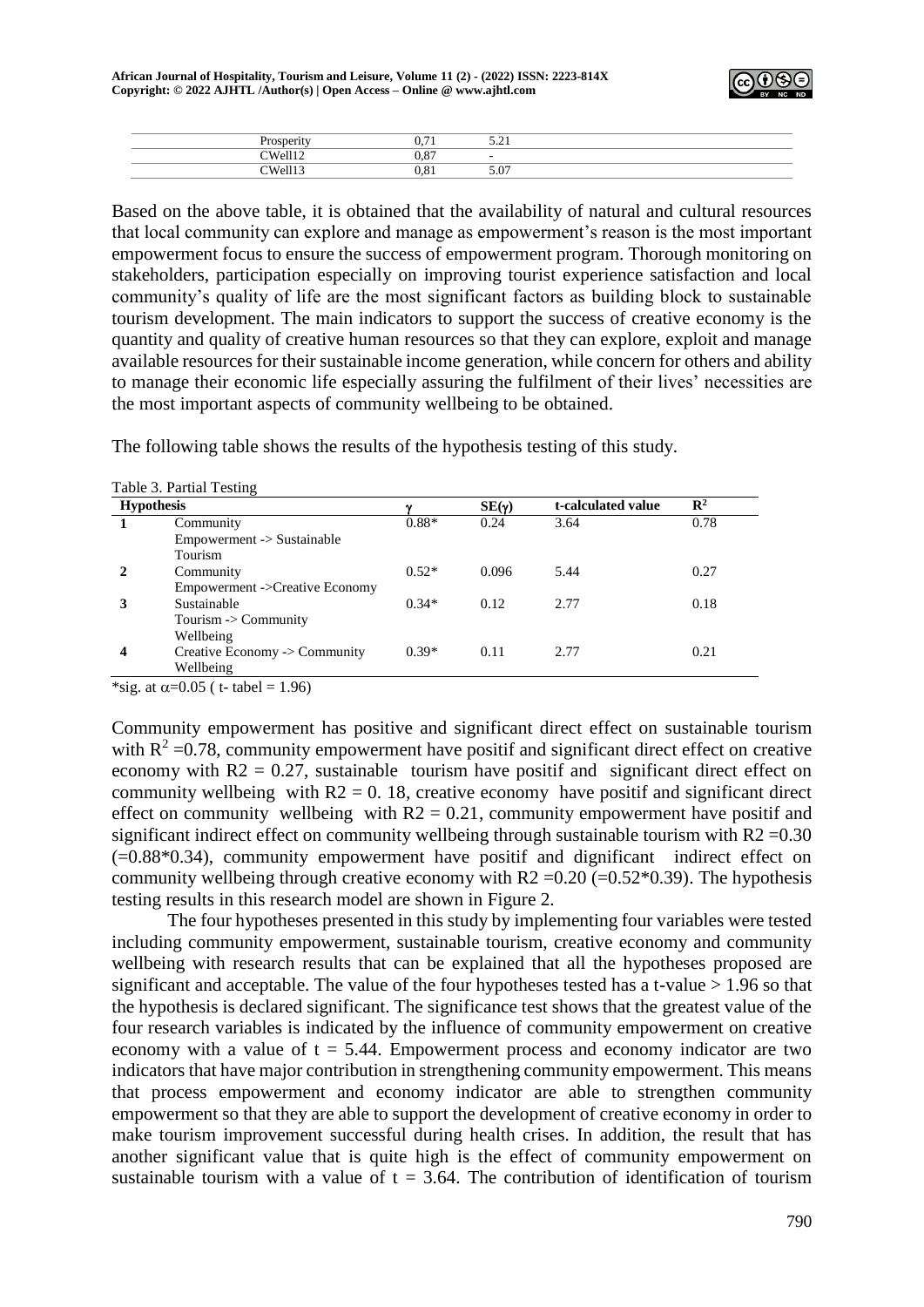| | | |
|---|---|---|
| Prosperity | 0,71 | 5.21 |
| CWell12 | 0,87 | - |
| CWell13 | 0,81 | 5.07 |

Based on the above table, it is obtained that the availability of natural and cultural resources that local community can explore and manage as empowerment's reason is the most important empowerment focus to ensure the success of empowerment program. Thorough monitoring on stakeholders, participation especially on improving tourist experience satisfaction and local community's quality of life are the most significant factors as building block to sustainable tourism development. The main indicators to support the success of creative economy is the quantity and quality of creative human resources so that they can explore, exploit and manage available resources for their sustainable income generation, while concern for others and ability to manage their economic life especially assuring the fulfilment of their lives' necessities are the most important aspects of community wellbeing to be obtained.

The following table shows the results of the hypothesis testing of this study.

Table 3. Partial Testing

| Hypothesis | | $\gamma$ | $SE(\gamma)$ | t-calculated value | $R^2$ |
|---|---|---|---|---|---|
| 1 | Community Empowerment -> Sustainable Tourism | 0.88* | 0.24 | 3.64 | 0.78 |
| 2 | Community Empowerment ->Creative Economy | 0.52* | 0.096 | 5.44 | 0.27 |
| 3 | Sustainable Tourism -> Community Wellbeing | 0.34* | 0.12 | 2.77 | 0.18 |
| 4 | Creative Economy -> Community Wellbeing | 0.39* | 0.11 | 2.77 | 0.21 |

*sig. at $\alpha$=0.05 ( t- tabel = 1.96)

Community empowerment has positive and significant direct effect on sustainable tourism with $R^2$ =0.78, community empowerment have positif and significant direct effect on creative economy with R2 = 0.27, sustainable tourism have positif and significant direct effect on community wellbeing with R2 = 0. 18, creative economy have positif and significant direct effect on community wellbeing with R2 = 0.21, community empowerment have positif and significant indirect effect on community wellbeing through sustainable tourism with R2 =0.30 (=0.88*0.34), community empowerment have positif and dignificant indirect effect on community wellbeing through creative economy with R2 =0.20 (=0.52*0.39). The hypothesis testing results in this research model are shown in Figure 2.

The four hypotheses presented in this study by implementing four variables were tested including community empowerment, sustainable tourism, creative economy and community wellbeing with research results that can be explained that all the hypotheses proposed are significant and acceptable. The value of the four hypotheses tested has a t-value > 1.96 so that the hypothesis is declared significant. The significance test shows that the greatest value of the four research variables is indicated by the influence of community empowerment on creative economy with a value of t = 5.44. Empowerment process and economy indicator are two indicators that have major contribution in strengthening community empowerment. This means that process empowerment and economy indicator are able to strengthen community empowerment so that they are able to support the development of creative economy in order to make tourism improvement successful during health crises. In addition, the result that has another significant value that is quite high is the effect of community empowerment on sustainable tourism with a value of t = 3.64. The contribution of identification of tourism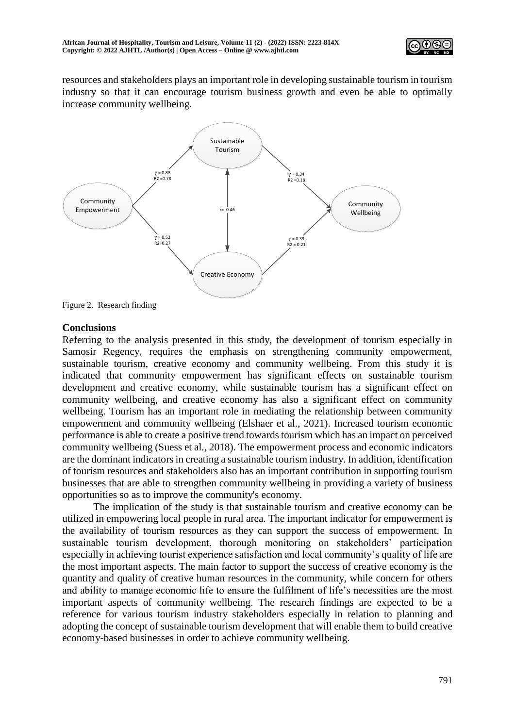resources and stakeholders plays an important role in developing sustainable tourism in tourism industry so that it can encourage tourism business growth and even be able to optimally increase community wellbeing.

Figure 2. Research finding

## Conclusions

Referring to the analysis presented in this study, the development of tourism especially in Samosir Regency, requires the emphasis on strengthening community empowerment, sustainable tourism, creative economy and community wellbeing. From this study it is indicated that community empowerment has significant effects on sustainable tourism development and creative economy, while sustainable tourism has a significant effect on community wellbeing, and creative economy has also a significant effect on community wellbeing. Tourism has an important role in mediating the relationship between community empowerment and community wellbeing (Elshaer et al., 2021). Increased tourism economic performance is able to create a positive trend towards tourism which has an impact on perceived community wellbeing (Suess et al., 2018). The empowerment process and economic indicators are the dominant indicators in creating a sustainable tourism industry. In addition, identification of tourism resources and stakeholders also has an important contribution in supporting tourism businesses that are able to strengthen community wellbeing in providing a variety of business opportunities so as to improve the community's economy.

The implication of the study is that sustainable tourism and creative economy can be utilized in empowering local people in rural area. The important indicator for empowerment is the availability of tourism resources as they can support the success of empowerment. In sustainable tourism development, thorough monitoring on stakeholders' participation especially in achieving tourist experience satisfaction and local community's quality of life are the most important aspects. The main factor to support the success of creative economy is the quantity and quality of creative human resources in the community, while concern for others and ability to manage economic life to ensure the fulfilment of life's necessities are the most important aspects of community wellbeing. The research findings are expected to be a reference for various tourism industry stakeholders especially in relation to planning and adopting the concept of sustainable tourism development that will enable them to build creative economy-based businesses in order to achieve community wellbeing.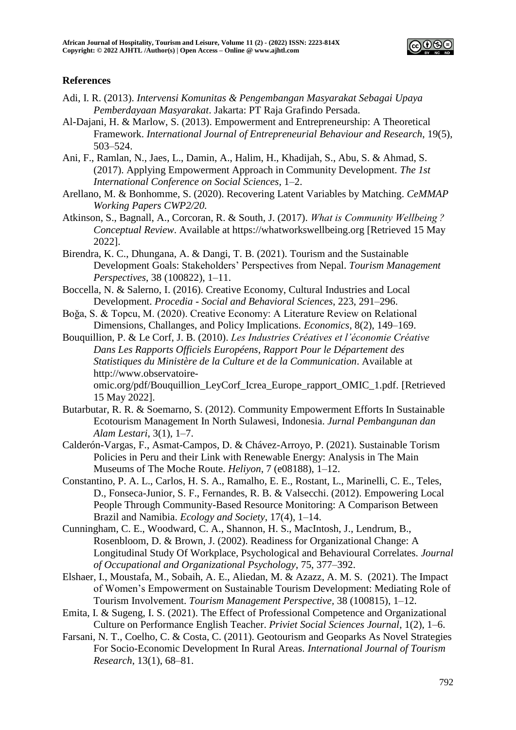## References

Adi, I. R. (2013). *Intervensi Komunitas & Pengembangan Masyarakat Sebagai Upaya Pemberdayaan Masyarakat*. Jakarta: PT Raja Grafindo Persada.

Al-Dajani, H. & Marlow, S. (2013). Empowerment and Entrepreneurship: A Theoretical Framework. *International Journal of Entrepreneurial Behaviour and Research*, 19(5), 503–524.

Ani, F., Ramlan, N., Jaes, L., Damin, A., Halim, H., Khadijah, S., Abu, S. & Ahmad, S. (2017). Applying Empowerment Approach in Community Development. *The 1st International Conference on Social Sciences*, 1–2.

Arellano, M. & Bonhomme, S. (2020). Recovering Latent Variables by Matching. *CeMMAP Working Papers CWP2/20.*

Atkinson, S., Bagnall, A., Corcoran, R. & South, J. (2017). *What is Community Wellbeing ? Conceptual Review*. Available at https://whatworkswellbeing.org [Retrieved 15 May 2022].

Birendra, K. C., Dhungana, A. & Dangi, T. B. (2021). Tourism and the Sustainable Development Goals: Stakeholders' Perspectives from Nepal. *Tourism Management Perspectives*, 38 (100822), 1–11.

Boccella, N. & Salerno, I. (2016). Creative Economy, Cultural Industries and Local Development. *Procedia - Social and Behavioral Sciences*, 223, 291–296.

Boğa, S. & Topcu, M. (2020). Creative Economy: A Literature Review on Relational Dimensions, Challanges, and Policy Implications. *Economics*, 8(2), 149–169.

Bouquillion, P. & Le Corf, J. B. (2010). *Les Industries Créatives et l'économie Créative Dans Les Rapports Officiels Européens, Rapport Pour le Département des Statistiques du Ministère de la Culture et de la Communication*. Available at http://www.observatoire-omic.org/pdf/Bouquillion_LeyCorf_Icrea_Europe_rapport_OMIC_1.pdf. [Retrieved 15 May 2022].

Butarbutar, R. R. & Soemarno, S. (2012). Community Empowerment Efforts In Sustainable Ecotourism Management In North Sulawesi, Indonesia. *Jurnal Pembangunan dan Alam Lestari*, 3(1), 1–7.

Calderón-Vargas, F., Asmat-Campos, D. & Chávez-Arroyo, P. (2021). Sustainable Torism Policies in Peru and their Link with Renewable Energy: Analysis in The Main Museums of The Moche Route. *Heliyon*, 7 (e08188), 1–12.

Constantino, P. A. L., Carlos, H. S. A., Ramalho, E. E., Rostant, L., Marinelli, C. E., Teles, D., Fonseca-Junior, S. F., Fernandes, R. B. & Valsecchi. (2012). Empowering Local People Through Community-Based Resource Monitoring: A Comparison Between Brazil and Namibia. *Ecology and Society*, 17(4), 1–14.

Cunningham, C. E., Woodward, C. A., Shannon, H. S., MacIntosh, J., Lendrum, B., Rosenbloom, D. & Brown, J. (2002). Readiness for Organizational Change: A Longitudinal Study Of Workplace, Psychological and Behavioural Correlates. *Journal of Occupational and Organizational Psychology*, 75, 377–392.

Elshaer, I., Moustafa, M., Sobaih, A. E., Aliedan, M. & Azazz, A. M. S. (2021). The Impact of Women's Empowerment on Sustainable Tourism Development: Mediating Role of Tourism Involvement. *Tourism Management Perspective*, 38 (100815), 1–12.

Emita, I. & Sugeng, I. S. (2021). The Effect of Professional Competence and Organizational Culture on Performance English Teacher. *Priviet Social Sciences Journal*, 1(2), 1–6.

Farsani, N. T., Coelho, C. & Costa, C. (2011). Geotourism and Geoparks As Novel Strategies For Socio-Economic Development In Rural Areas. *International Journal of Tourism Research*, 13(1), 68–81.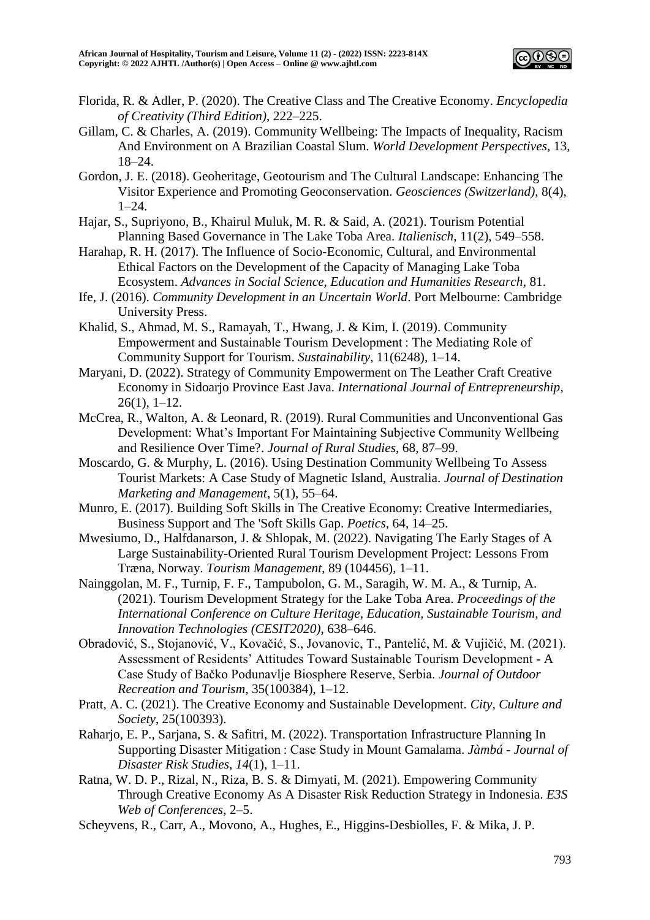Florida, R. & Adler, P. (2020). The Creative Class and The Creative Economy. *Encyclopedia of Creativity (Third Edition)*, 222–225.

Gillam, C. & Charles, A. (2019). Community Wellbeing: The Impacts of Inequality, Racism And Environment on A Brazilian Coastal Slum. *World Development Perspectives*, 13, 18–24.

Gordon, J. E. (2018). Geoheritage, Geotourism and The Cultural Landscape: Enhancing The Visitor Experience and Promoting Geoconservation. *Geosciences (Switzerland)*, 8(4), 1–24.

Hajar, S., Supriyono, B., Khairul Muluk, M. R. & Said, A. (2021). Tourism Potential Planning Based Governance in The Lake Toba Area. *Italienisch*, 11(2), 549–558.

Harahap, R. H. (2017). The Influence of Socio-Economic, Cultural, and Environmental Ethical Factors on the Development of the Capacity of Managing Lake Toba Ecosystem. *Advances in Social Science, Education and Humanities Research*, 81.

Ife, J. (2016). *Community Development in an Uncertain World*. Port Melbourne: Cambridge University Press.

Khalid, S., Ahmad, M. S., Ramayah, T., Hwang, J. & Kim, I. (2019). Community Empowerment and Sustainable Tourism Development : The Mediating Role of Community Support for Tourism. *Sustainability*, 11(6248), 1–14.

Maryani, D. (2022). Strategy of Community Empowerment on The Leather Craft Creative Economy in Sidoarjo Province East Java. *International Journal of Entrepreneurship*, 26(1), 1–12.

McCrea, R., Walton, A. & Leonard, R. (2019). Rural Communities and Unconventional Gas Development: What's Important For Maintaining Subjective Community Wellbeing and Resilience Over Time?. *Journal of Rural Studies*, 68, 87–99.

Moscardo, G. & Murphy, L. (2016). Using Destination Community Wellbeing To Assess Tourist Markets: A Case Study of Magnetic Island, Australia. *Journal of Destination Marketing and Management*, 5(1), 55–64.

Munro, E. (2017). Building Soft Skills in The Creative Economy: Creative Intermediaries, Business Support and The 'Soft Skills Gap. *Poetics*, 64, 14–25.

Mwesiumo, D., Halfdanarson, J. & Shlopak, M. (2022). Navigating The Early Stages of A Large Sustainability-Oriented Rural Tourism Development Project: Lessons From Træna, Norway. *Tourism Management*, 89 (104456), 1–11.

Nainggolan, M. F., Turnip, F. F., Tampubolon, G. M., Saragih, W. M. A., & Turnip, A. (2021). Tourism Development Strategy for the Lake Toba Area. *Proceedings of the International Conference on Culture Heritage, Education, Sustainable Tourism, and Innovation Technologies (CESIT2020)*, 638–646.

Obradović, S., Stojanović, V., Kovačić, S., Jovanovic, T., Pantelić, M. & Vujičić, M. (2021). Assessment of Residents' Attitudes Toward Sustainable Tourism Development - A Case Study of Bačko Podunavlje Biosphere Reserve, Serbia. *Journal of Outdoor Recreation and Tourism*, 35(100384), 1–12.

Pratt, A. C. (2021). The Creative Economy and Sustainable Development. *City, Culture and Society*, 25(100393).

Raharjo, E. P., Sarjana, S. & Safitri, M. (2022). Transportation Infrastructure Planning In Supporting Disaster Mitigation : Case Study in Mount Gamalama. *Jàmbá - Journal of Disaster Risk Studies*, *14*(1), 1–11.

Ratna, W. D. P., Rizal, N., Riza, B. S. & Dimyati, M. (2021). Empowering Community Through Creative Economy As A Disaster Risk Reduction Strategy in Indonesia. *E3S Web of Conferences*, 2–5.

Scheyvens, R., Carr, A., Movono, A., Hughes, E., Higgins-Desbiolles, F. & Mika, J. P.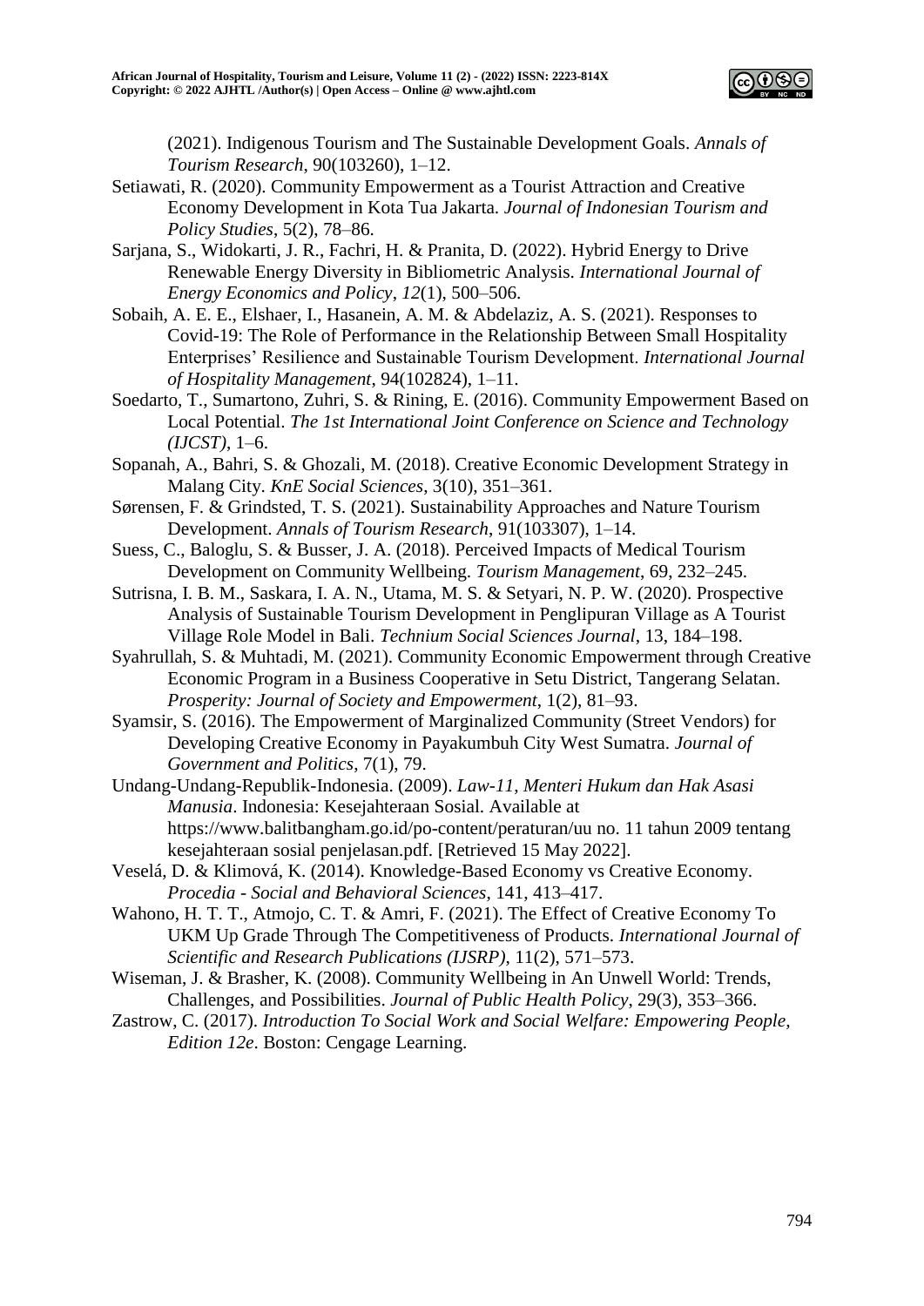(2021). Indigenous Tourism and The Sustainable Development Goals. *Annals of Tourism Research*, 90(103260), 1–12.

Setiawati, R. (2020). Community Empowerment as a Tourist Attraction and Creative Economy Development in Kota Tua Jakarta. *Journal of Indonesian Tourism and Policy Studies*, 5(2), 78–86.

Sarjana, S., Widokarti, J. R., Fachri, H. & Pranita, D. (2022). Hybrid Energy to Drive Renewable Energy Diversity in Bibliometric Analysis. *International Journal of Energy Economics and Policy*, *12*(1), 500–506.

Sobaih, A. E. E., Elshaer, I., Hasanein, A. M. & Abdelaziz, A. S. (2021). Responses to Covid-19: The Role of Performance in the Relationship Between Small Hospitality Enterprises' Resilience and Sustainable Tourism Development. *International Journal of Hospitality Management*, 94(102824), 1–11.

Soedarto, T., Sumartono, Zuhri, S. & Rining, E. (2016). Community Empowerment Based on Local Potential. *The 1st International Joint Conference on Science and Technology (IJCST)*, 1–6.

Sopanah, A., Bahri, S. & Ghozali, M. (2018). Creative Economic Development Strategy in Malang City. *KnE Social Sciences*, 3(10), 351–361.

Sørensen, F. & Grindsted, T. S. (2021). Sustainability Approaches and Nature Tourism Development. *Annals of Tourism Research*, 91(103307), 1–14.

Suess, C., Baloglu, S. & Busser, J. A. (2018). Perceived Impacts of Medical Tourism Development on Community Wellbeing. *Tourism Management*, 69, 232–245.

Sutrisna, I. B. M., Saskara, I. A. N., Utama, M. S. & Setyari, N. P. W. (2020). Prospective Analysis of Sustainable Tourism Development in Penglipuran Village as A Tourist Village Role Model in Bali. *Technium Social Sciences Journal*, 13, 184–198.

Syahrullah, S. & Muhtadi, M. (2021). Community Economic Empowerment through Creative Economic Program in a Business Cooperative in Setu District, Tangerang Selatan. *Prosperity: Journal of Society and Empowerment*, 1(2), 81–93.

Syamsir, S. (2016). The Empowerment of Marginalized Community (Street Vendors) for Developing Creative Economy in Payakumbuh City West Sumatra. *Journal of Government and Politics*, 7(1), 79.

Undang-Undang-Republik-Indonesia. (2009). *Law-11, Menteri Hukum dan Hak Asasi Manusia*. Indonesia: Kesejahteraan Sosial. Available at https://www.balitbangham.go.id/po-content/peraturan/uu no. 11 tahun 2009 tentang kesejahteraan sosial penjelasan.pdf. [Retrieved 15 May 2022].

Veselá, D. & Klimová, K. (2014). Knowledge-Based Economy vs Creative Economy. *Procedia - Social and Behavioral Sciences*, 141, 413–417.

Wahono, H. T. T., Atmojo, C. T. & Amri, F. (2021). The Effect of Creative Economy To UKM Up Grade Through The Competitiveness of Products. *International Journal of Scientific and Research Publications (IJSRP)*, 11(2), 571–573.

Wiseman, J. & Brasher, K. (2008). Community Wellbeing in An Unwell World: Trends, Challenges, and Possibilities. *Journal of Public Health Policy*, 29(3), 353–366.

Zastrow, C. (2017). *Introduction To Social Work and Social Welfare: Empowering People, Edition 12e*. Boston: Cengage Learning.